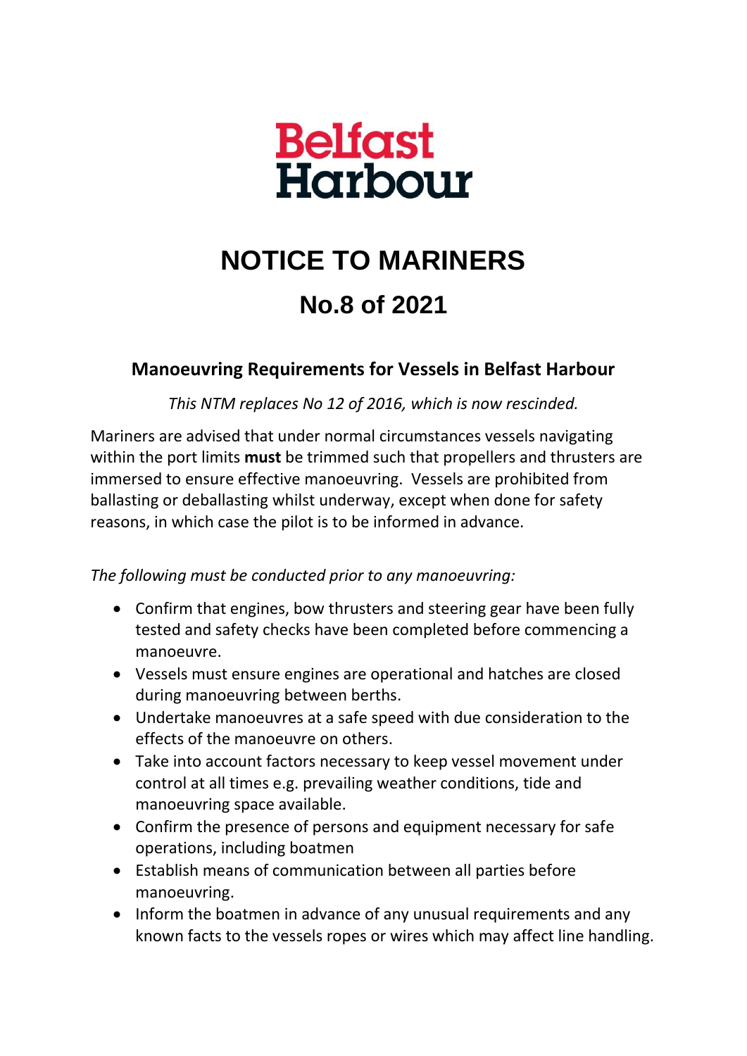Belfast Harbour

# NOTICE TO MARINERS

## No.8 of 2021

### Manoeuvring Requirements for Vessels in Belfast Harbour

*This NTM replaces No 12 of 2016, which is now rescinded.*

Mariners are advised that under normal circumstances vessels navigating within the port limits **must** be trimmed such that propellers and thrusters are immersed to ensure effective manoeuvring. Vessels are prohibited from ballasting or deballasting whilst underway, except when done for safety reasons, in which case the pilot is to be informed in advance.

*The following must be conducted prior to any manoeuvring:*

- Confirm that engines, bow thrusters and steering gear have been fully tested and safety checks have been completed before commencing a manoeuvre.
- Vessels must ensure engines are operational and hatches are closed during manoeuvring between berths.
- Undertake manoeuvres at a safe speed with due consideration to the effects of the manoeuvre on others.
- Take into account factors necessary to keep vessel movement under control at all times e.g. prevailing weather conditions, tide and manoeuvring space available.
- Confirm the presence of persons and equipment necessary for safe operations, including boatmen
- Establish means of communication between all parties before manoeuvring.
- Inform the boatmen in advance of any unusual requirements and any known facts to the vessels ropes or wires which may affect line handling.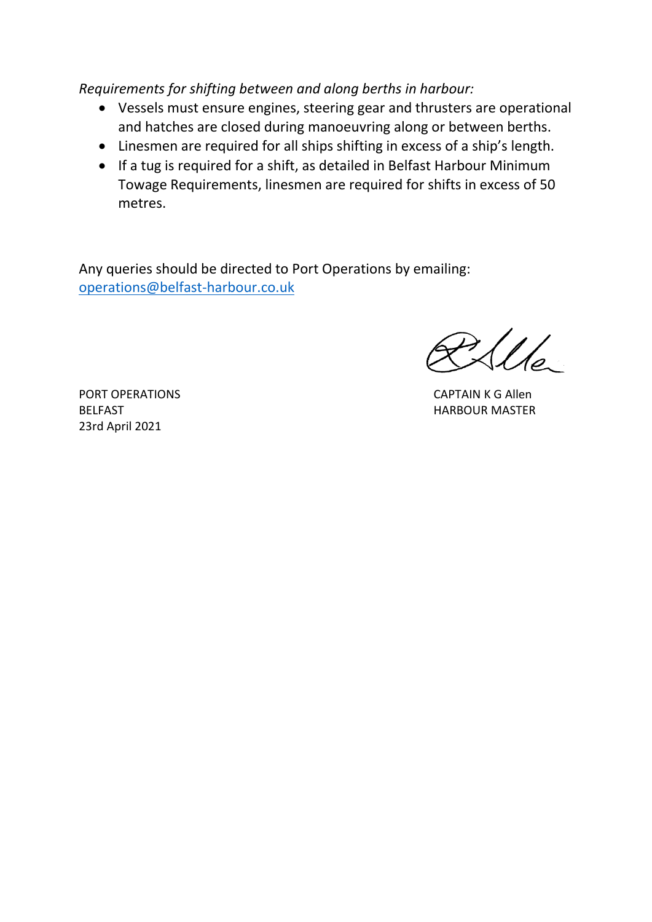*Requirements for shifting between and along berths in harbour:*

- Vessels must ensure engines, steering gear and thrusters are operational and hatches are closed during manoeuvring along or between berths.
- Linesmen are required for all ships shifting in excess of a ship's length.
- If a tug is required for a shift, as detailed in Belfast Harbour Minimum Towage Requirements, linesmen are required for shifts in excess of 50 metres.

Any queries should be directed to Port Operations by emailing: operations@belfast-harbour.co.uk

PORT OPERATIONS
BELFAST
23rd April 2021

CAPTAIN K G Allen
HARBOUR MASTER